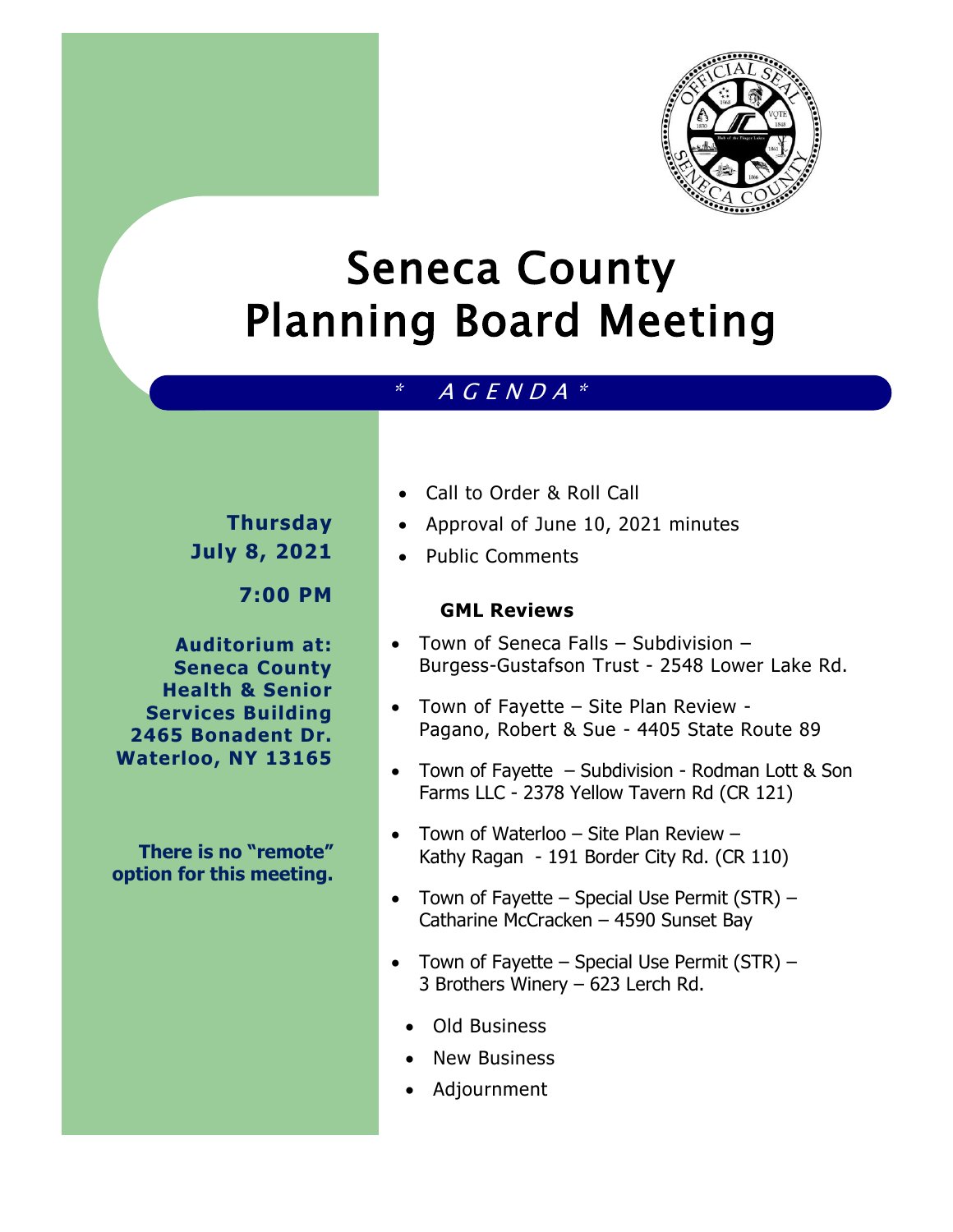# Seneca County Planning Board Meeting

*\* AGENDA \**

**Thursday July 8, 2021**

**7:00 PM**

**Auditorium at: Seneca County Health & Senior Services Building 2465 Bonadent Dr. Waterloo, NY 13165**

**There is no "remote" option for this meeting.**

- Call to Order & Roll Call
- Approval of June 10, 2021 minutes
- Public Comments

**GML Reviews**

- Town of Seneca Falls – Subdivision – Burgess-Gustafson Trust - 2548 Lower Lake Rd.
- Town of Fayette – Site Plan Review - Pagano, Robert & Sue - 4405 State Route 89
- Town of Fayette – Subdivision - Rodman Lott & Son Farms LLC - 2378 Yellow Tavern Rd (CR 121)
- Town of Waterloo – Site Plan Review – Kathy Ragan - 191 Border City Rd. (CR 110)
- Town of Fayette – Special Use Permit (STR) – Catharine McCracken – 4590 Sunset Bay
- Town of Fayette – Special Use Permit (STR) – 3 Brothers Winery – 623 Lerch Rd.

- Old Business
- New Business
- Adjournment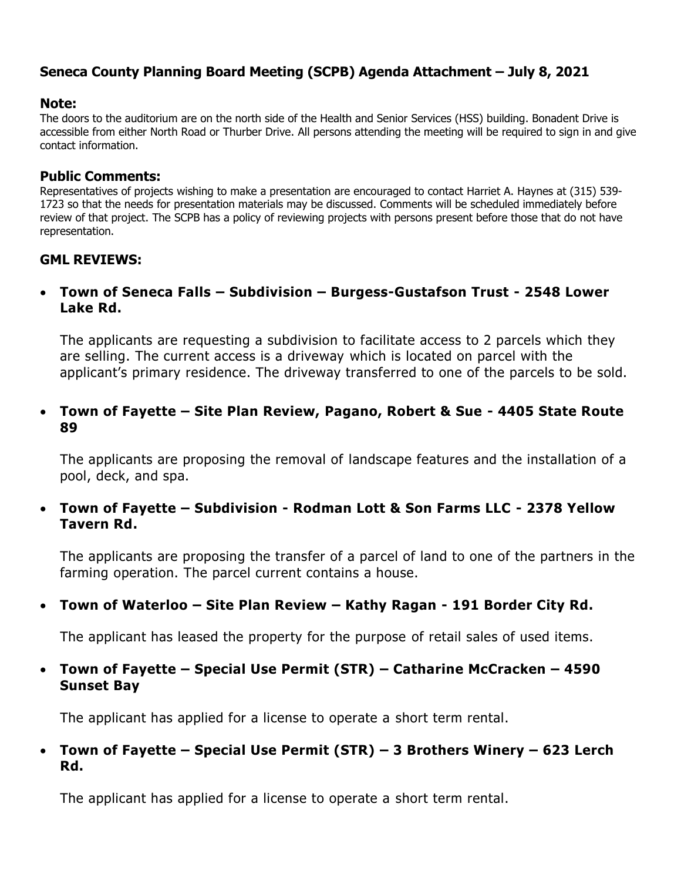## Seneca County Planning Board Meeting (SCPB) Agenda Attachment – July 8, 2021

### Note:

The doors to the auditorium are on the north side of the Health and Senior Services (HSS) building. Bonadent Drive is accessible from either North Road or Thurber Drive. All persons attending the meeting will be required to sign in and give contact information.

### Public Comments:

Representatives of projects wishing to make a presentation are encouraged to contact Harriet A. Haynes at (315) 539-1723 so that the needs for presentation materials may be discussed. Comments will be scheduled immediately before review of that project. The SCPB has a policy of reviewing projects with persons present before those that do not have representation.

### GML REVIEWS:

- **Town of Seneca Falls – Subdivision – Burgess-Gustafson Trust - 2548 Lower Lake Rd.**

  The applicants are requesting a subdivision to facilitate access to 2 parcels which they are selling. The current access is a driveway which is located on parcel with the applicant's primary residence. The driveway transferred to one of the parcels to be sold.

- **Town of Fayette – Site Plan Review, Pagano, Robert & Sue - 4405 State Route 89**

  The applicants are proposing the removal of landscape features and the installation of a pool, deck, and spa.

- **Town of Fayette – Subdivision - Rodman Lott & Son Farms LLC - 2378 Yellow Tavern Rd.**

  The applicants are proposing the transfer of a parcel of land to one of the partners in the farming operation. The parcel current contains a house.

- **Town of Waterloo – Site Plan Review – Kathy Ragan - 191 Border City Rd.**

  The applicant has leased the property for the purpose of retail sales of used items.

- **Town of Fayette – Special Use Permit (STR) – Catharine McCracken – 4590 Sunset Bay**

  The applicant has applied for a license to operate a short term rental.

- **Town of Fayette – Special Use Permit (STR) – 3 Brothers Winery – 623 Lerch Rd.**

  The applicant has applied for a license to operate a short term rental.